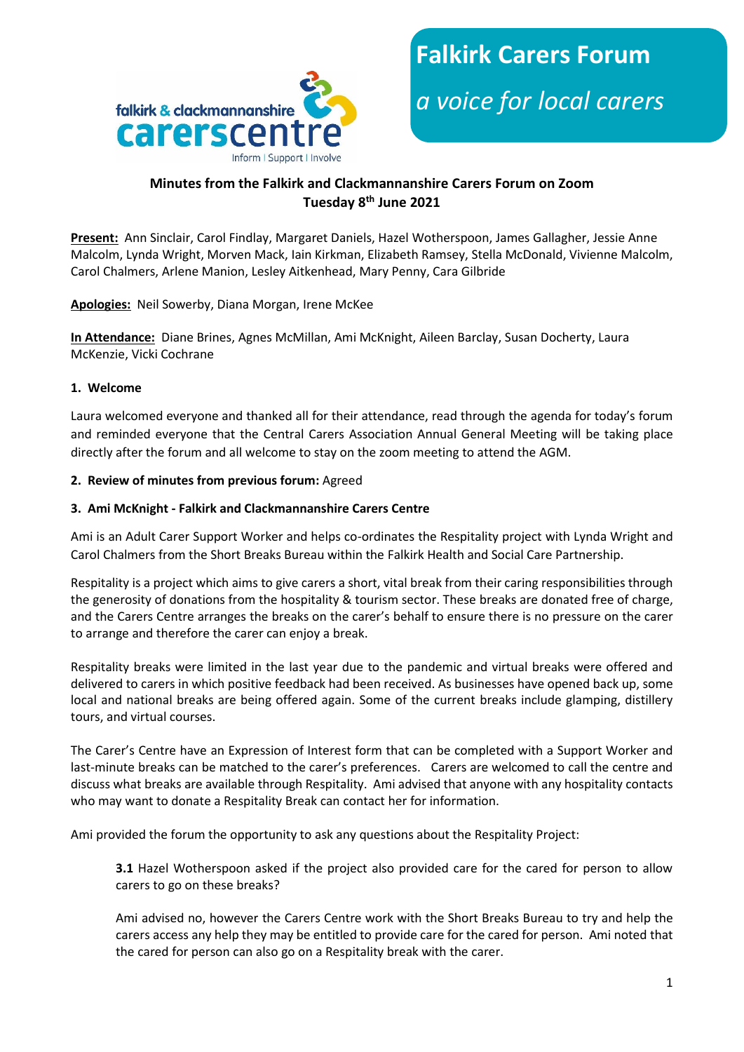# Falkirk Carers Forum

*a voice for local carers*

**Minutes from the Falkirk and Clackmannanshire Carers Forum on Zoom**
**Tuesday 8th June 2021**

**Present:** Ann Sinclair, Carol Findlay, Margaret Daniels, Hazel Wotherspoon, James Gallagher, Jessie Anne Malcolm, Lynda Wright, Morven Mack, Iain Kirkman, Elizabeth Ramsey, Stella McDonald, Vivienne Malcolm, Carol Chalmers, Arlene Manion, Lesley Aitkenhead, Mary Penny, Cara Gilbride

**Apologies:** Neil Sowerby, Diana Morgan, Irene McKee

**In Attendance:** Diane Brines, Agnes McMillan, Ami McKnight, Aileen Barclay, Susan Docherty, Laura McKenzie, Vicki Cochrane

**1. Welcome**

Laura welcomed everyone and thanked all for their attendance, read through the agenda for today's forum and reminded everyone that the Central Carers Association Annual General Meeting will be taking place directly after the forum and all welcome to stay on the zoom meeting to attend the AGM.

**2. Review of minutes from previous forum:** Agreed

**3. Ami McKnight - Falkirk and Clackmannanshire Carers Centre**

Ami is an Adult Carer Support Worker and helps co-ordinates the Respitality project with Lynda Wright and Carol Chalmers from the Short Breaks Bureau within the Falkirk Health and Social Care Partnership.

Respitality is a project which aims to give carers a short, vital break from their caring responsibilities through the generosity of donations from the hospitality & tourism sector. These breaks are donated free of charge, and the Carers Centre arranges the breaks on the carer's behalf to ensure there is no pressure on the carer to arrange and therefore the carer can enjoy a break.

Respitality breaks were limited in the last year due to the pandemic and virtual breaks were offered and delivered to carers in which positive feedback had been received. As businesses have opened back up, some local and national breaks are being offered again. Some of the current breaks include glamping, distillery tours, and virtual courses.

The Carer's Centre have an Expression of Interest form that can be completed with a Support Worker and last-minute breaks can be matched to the carer's preferences. Carers are welcomed to call the centre and discuss what breaks are available through Respitality. Ami advised that anyone with any hospitality contacts who may want to donate a Respitality Break can contact her for information.

Ami provided the forum the opportunity to ask any questions about the Respitality Project:

> **3.1** Hazel Wotherspoon asked if the project also provided care for the cared for person to allow carers to go on these breaks?
>
> Ami advised no, however the Carers Centre work with the Short Breaks Bureau to try and help the carers access any help they may be entitled to provide care for the cared for person. Ami noted that the cared for person can also go on a Respitality break with the carer.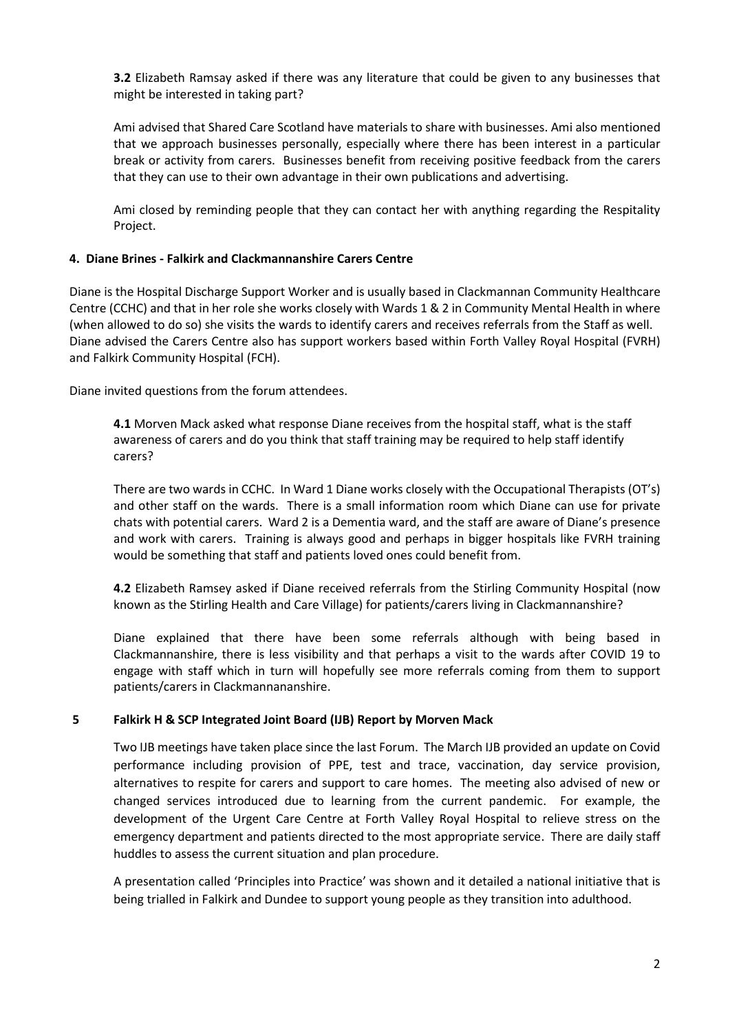**3.2** Elizabeth Ramsay asked if there was any literature that could be given to any businesses that might be interested in taking part?

Ami advised that Shared Care Scotland have materials to share with businesses. Ami also mentioned that we approach businesses personally, especially where there has been interest in a particular break or activity from carers. Businesses benefit from receiving positive feedback from the carers that they can use to their own advantage in their own publications and advertising.

Ami closed by reminding people that they can contact her with anything regarding the Respitality Project.

**4. Diane Brines - Falkirk and Clackmannanshire Carers Centre**

Diane is the Hospital Discharge Support Worker and is usually based in Clackmannan Community Healthcare Centre (CCHC) and that in her role she works closely with Wards 1 & 2 in Community Mental Health in where (when allowed to do so) she visits the wards to identify carers and receives referrals from the Staff as well. Diane advised the Carers Centre also has support workers based within Forth Valley Royal Hospital (FVRH) and Falkirk Community Hospital (FCH).

Diane invited questions from the forum attendees.

**4.1** Morven Mack asked what response Diane receives from the hospital staff, what is the staff awareness of carers and do you think that staff training may be required to help staff identify carers?

There are two wards in CCHC. In Ward 1 Diane works closely with the Occupational Therapists (OT's) and other staff on the wards. There is a small information room which Diane can use for private chats with potential carers. Ward 2 is a Dementia ward, and the staff are aware of Diane's presence and work with carers. Training is always good and perhaps in bigger hospitals like FVRH training would be something that staff and patients loved ones could benefit from.

**4.2** Elizabeth Ramsey asked if Diane received referrals from the Stirling Community Hospital (now known as the Stirling Health and Care Village) for patients/carers living in Clackmannanshire?

Diane explained that there have been some referrals although with being based in Clackmannanshire, there is less visibility and that perhaps a visit to the wards after COVID 19 to engage with staff which in turn will hopefully see more referrals coming from them to support patients/carers in Clackmannananshire.

**5 Falkirk H & SCP Integrated Joint Board (IJB) Report by Morven Mack**

Two IJB meetings have taken place since the last Forum. The March IJB provided an update on Covid performance including provision of PPE, test and trace, vaccination, day service provision, alternatives to respite for carers and support to care homes. The meeting also advised of new or changed services introduced due to learning from the current pandemic. For example, the development of the Urgent Care Centre at Forth Valley Royal Hospital to relieve stress on the emergency department and patients directed to the most appropriate service. There are daily staff huddles to assess the current situation and plan procedure.

A presentation called 'Principles into Practice' was shown and it detailed a national initiative that is being trialled in Falkirk and Dundee to support young people as they transition into adulthood.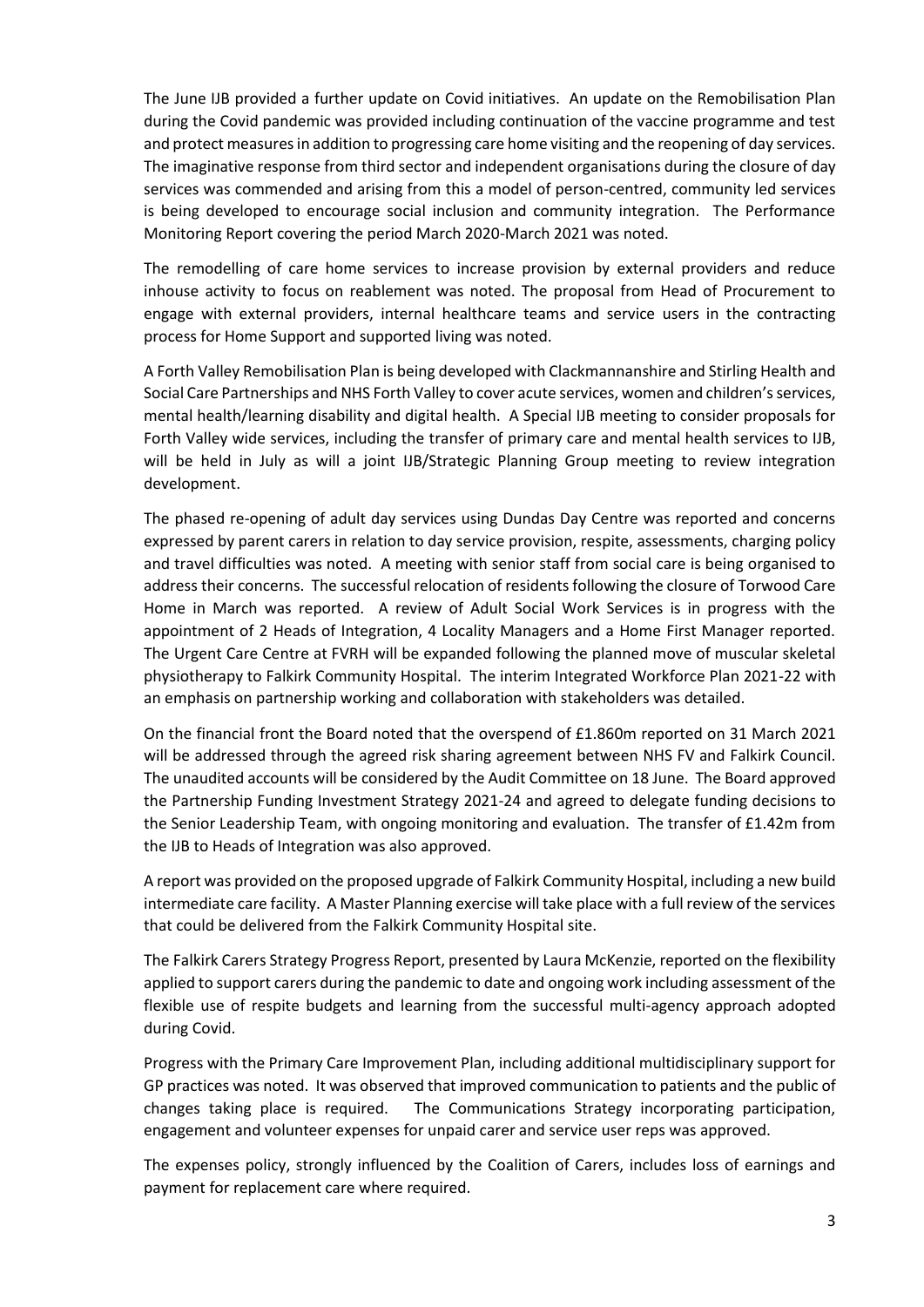The June IJB provided a further update on Covid initiatives. An update on the Remobilisation Plan during the Covid pandemic was provided including continuation of the vaccine programme and test and protect measures in addition to progressing care home visiting and the reopening of day services. The imaginative response from third sector and independent organisations during the closure of day services was commended and arising from this a model of person-centred, community led services is being developed to encourage social inclusion and community integration. The Performance Monitoring Report covering the period March 2020-March 2021 was noted.

The remodelling of care home services to increase provision by external providers and reduce inhouse activity to focus on reablement was noted. The proposal from Head of Procurement to engage with external providers, internal healthcare teams and service users in the contracting process for Home Support and supported living was noted.

A Forth Valley Remobilisation Plan is being developed with Clackmannanshire and Stirling Health and Social Care Partnerships and NHS Forth Valley to cover acute services, women and children's services, mental health/learning disability and digital health. A Special IJB meeting to consider proposals for Forth Valley wide services, including the transfer of primary care and mental health services to IJB, will be held in July as will a joint IJB/Strategic Planning Group meeting to review integration development.

The phased re-opening of adult day services using Dundas Day Centre was reported and concerns expressed by parent carers in relation to day service provision, respite, assessments, charging policy and travel difficulties was noted. A meeting with senior staff from social care is being organised to address their concerns. The successful relocation of residents following the closure of Torwood Care Home in March was reported. A review of Adult Social Work Services is in progress with the appointment of 2 Heads of Integration, 4 Locality Managers and a Home First Manager reported. The Urgent Care Centre at FVRH will be expanded following the planned move of muscular skeletal physiotherapy to Falkirk Community Hospital. The interim Integrated Workforce Plan 2021-22 with an emphasis on partnership working and collaboration with stakeholders was detailed.

On the financial front the Board noted that the overspend of £1.860m reported on 31 March 2021 will be addressed through the agreed risk sharing agreement between NHS FV and Falkirk Council. The unaudited accounts will be considered by the Audit Committee on 18 June. The Board approved the Partnership Funding Investment Strategy 2021-24 and agreed to delegate funding decisions to the Senior Leadership Team, with ongoing monitoring and evaluation. The transfer of £1.42m from the IJB to Heads of Integration was also approved.

A report was provided on the proposed upgrade of Falkirk Community Hospital, including a new build intermediate care facility. A Master Planning exercise will take place with a full review of the services that could be delivered from the Falkirk Community Hospital site.

The Falkirk Carers Strategy Progress Report, presented by Laura McKenzie, reported on the flexibility applied to support carers during the pandemic to date and ongoing work including assessment of the flexible use of respite budgets and learning from the successful multi-agency approach adopted during Covid.

Progress with the Primary Care Improvement Plan, including additional multidisciplinary support for GP practices was noted. It was observed that improved communication to patients and the public of changes taking place is required. The Communications Strategy incorporating participation, engagement and volunteer expenses for unpaid carer and service user reps was approved.

The expenses policy, strongly influenced by the Coalition of Carers, includes loss of earnings and payment for replacement care where required.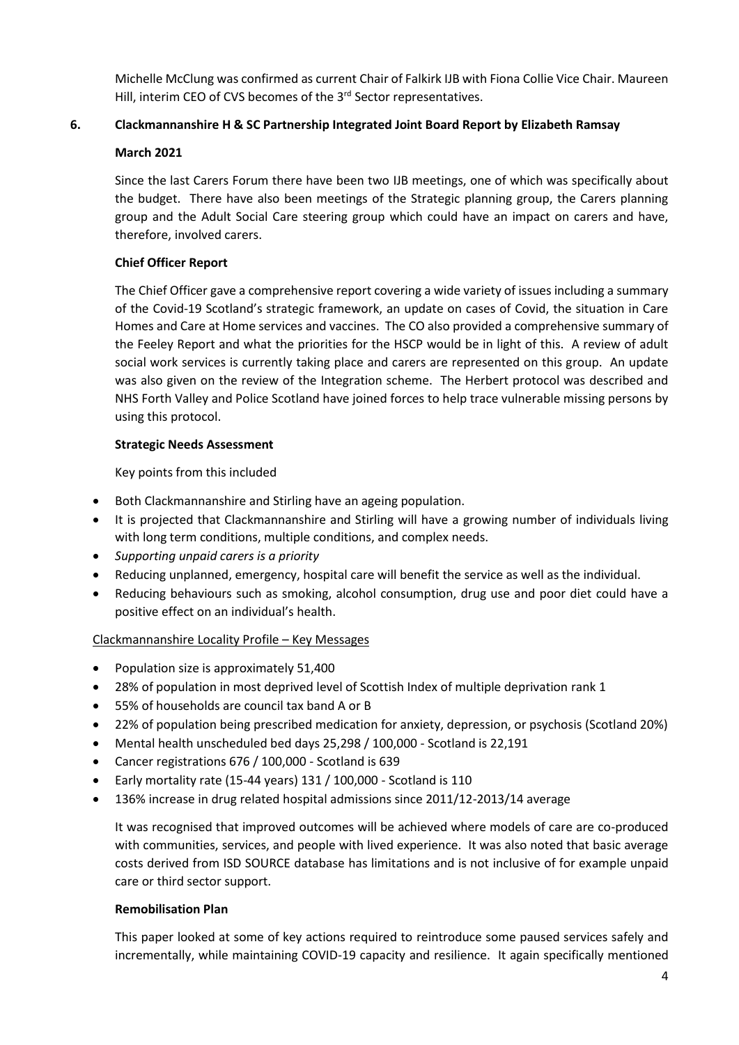Michelle McClung was confirmed as current Chair of Falkirk IJB with Fiona Collie Vice Chair. Maureen Hill, interim CEO of CVS becomes of the 3rd Sector representatives.

## 6. Clackmannanshire H & SC Partnership Integrated Joint Board Report by Elizabeth Ramsay

**March 2021**

Since the last Carers Forum there have been two IJB meetings, one of which was specifically about the budget. There have also been meetings of the Strategic planning group, the Carers planning group and the Adult Social Care steering group which could have an impact on carers and have, therefore, involved carers.

**Chief Officer Report**

The Chief Officer gave a comprehensive report covering a wide variety of issues including a summary of the Covid-19 Scotland's strategic framework, an update on cases of Covid, the situation in Care Homes and Care at Home services and vaccines. The CO also provided a comprehensive summary of the Feeley Report and what the priorities for the HSCP would be in light of this. A review of adult social work services is currently taking place and carers are represented on this group. An update was also given on the review of the Integration scheme. The Herbert protocol was described and NHS Forth Valley and Police Scotland have joined forces to help trace vulnerable missing persons by using this protocol.

**Strategic Needs Assessment**

Key points from this included

- Both Clackmannanshire and Stirling have an ageing population.
- It is projected that Clackmannanshire and Stirling will have a growing number of individuals living with long term conditions, multiple conditions, and complex needs.
- *Supporting unpaid carers is a priority*
- Reducing unplanned, emergency, hospital care will benefit the service as well as the individual.
- Reducing behaviours such as smoking, alcohol consumption, drug use and poor diet could have a positive effect on an individual's health.

<u>Clackmannanshire Locality Profile – Key Messages</u>

- Population size is approximately 51,400
- 28% of population in most deprived level of Scottish Index of multiple deprivation rank 1
- 55% of households are council tax band A or B
- 22% of population being prescribed medication for anxiety, depression, or psychosis (Scotland 20%)
- Mental health unscheduled bed days 25,298 / 100,000 - Scotland is 22,191
- Cancer registrations 676 / 100,000 - Scotland is 639
- Early mortality rate (15-44 years) 131 / 100,000 - Scotland is 110
- 136% increase in drug related hospital admissions since 2011/12-2013/14 average

It was recognised that improved outcomes will be achieved where models of care are co-produced with communities, services, and people with lived experience. It was also noted that basic average costs derived from ISD SOURCE database has limitations and is not inclusive of for example unpaid care or third sector support.

**Remobilisation Plan**

This paper looked at some of key actions required to reintroduce some paused services safely and incrementally, while maintaining COVID-19 capacity and resilience. It again specifically mentioned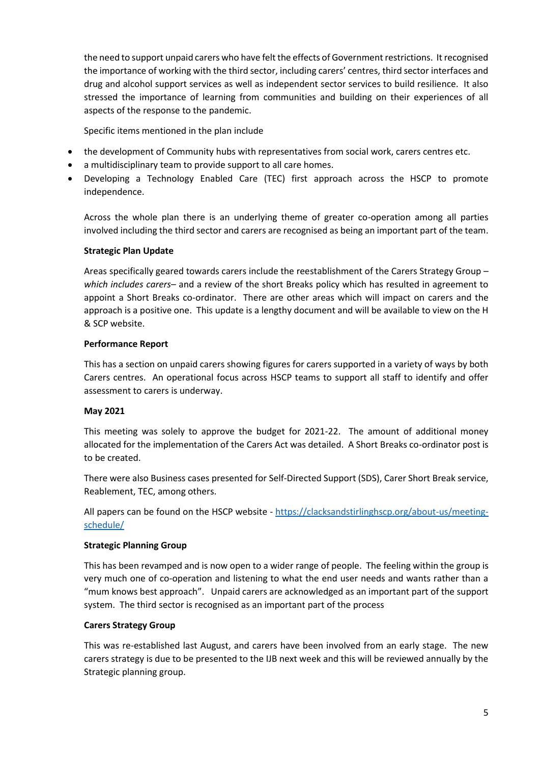the need to support unpaid carers who have felt the effects of Government restrictions. It recognised the importance of working with the third sector, including carers' centres, third sector interfaces and drug and alcohol support services as well as independent sector services to build resilience. It also stressed the importance of learning from communities and building on their experiences of all aspects of the response to the pandemic.

Specific items mentioned in the plan include

- the development of Community hubs with representatives from social work, carers centres etc.
- a multidisciplinary team to provide support to all care homes.
- Developing a Technology Enabled Care (TEC) first approach across the HSCP to promote independence.

Across the whole plan there is an underlying theme of greater co-operation among all parties involved including the third sector and carers are recognised as being an important part of the team.

**Strategic Plan Update**

Areas specifically geared towards carers include the reestablishment of the Carers Strategy Group – *which includes carers*– and a review of the short Breaks policy which has resulted in agreement to appoint a Short Breaks co-ordinator. There are other areas which will impact on carers and the approach is a positive one. This update is a lengthy document and will be available to view on the H & SCP website.

**Performance Report**

This has a section on unpaid carers showing figures for carers supported in a variety of ways by both Carers centres. An operational focus across HSCP teams to support all staff to identify and offer assessment to carers is underway.

**May 2021**

This meeting was solely to approve the budget for 2021-22. The amount of additional money allocated for the implementation of the Carers Act was detailed. A Short Breaks co-ordinator post is to be created.

There were also Business cases presented for Self-Directed Support (SDS), Carer Short Break service, Reablement, TEC, among others.

All papers can be found on the HSCP website - [https://clacksandstirlinghscp.org/about-us/meeting-schedule/](https://clacksandstirlinghscp.org/about-us/meeting-schedule/)

**Strategic Planning Group**

This has been revamped and is now open to a wider range of people. The feeling within the group is very much one of co-operation and listening to what the end user needs and wants rather than a "mum knows best approach". Unpaid carers are acknowledged as an important part of the support system. The third sector is recognised as an important part of the process

**Carers Strategy Group**

This was re-established last August, and carers have been involved from an early stage. The new carers strategy is due to be presented to the IJB next week and this will be reviewed annually by the Strategic planning group.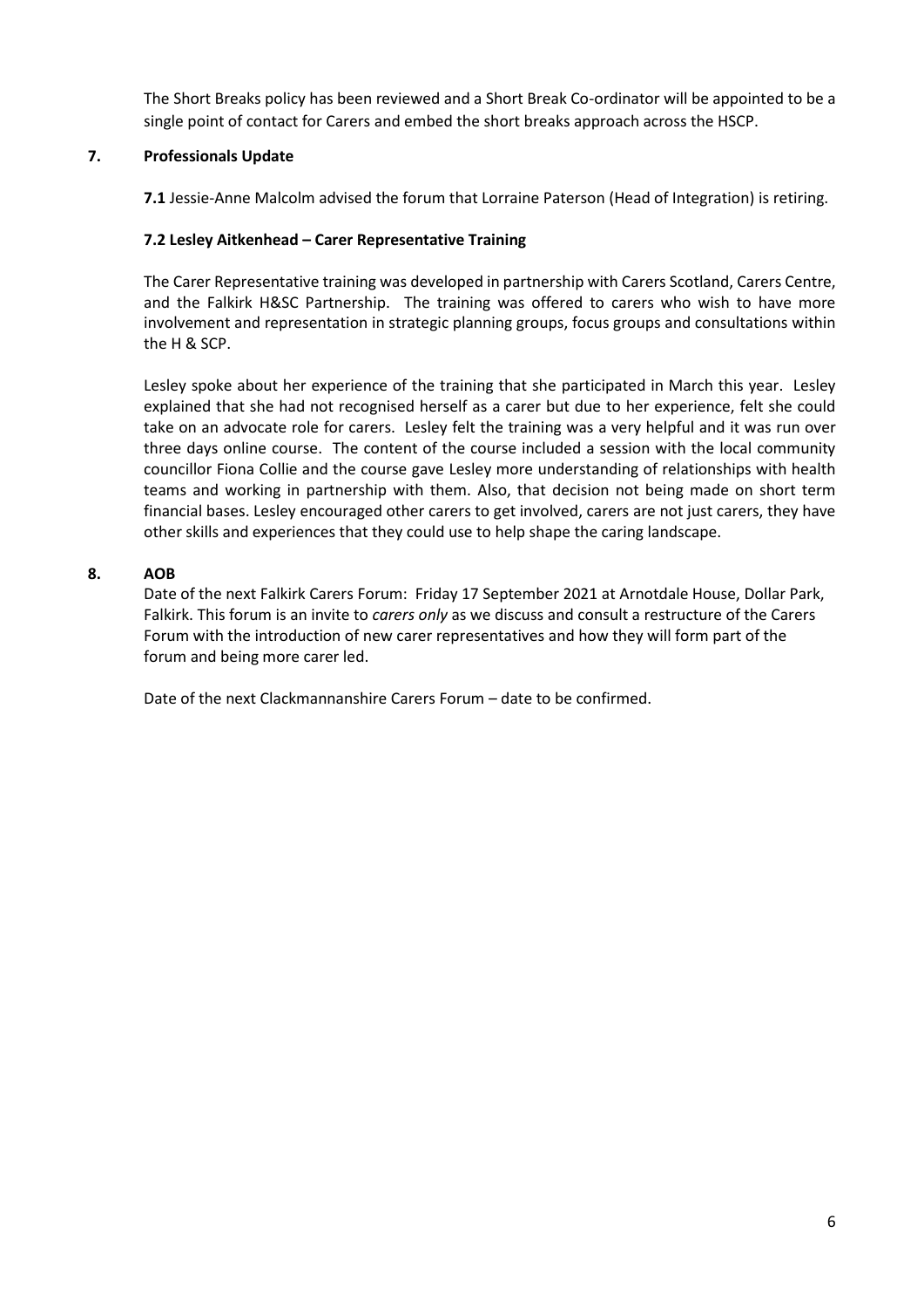The Short Breaks policy has been reviewed and a Short Break Co-ordinator will be appointed to be a single point of contact for Carers and embed the short breaks approach across the HSCP.

## 7. Professionals Update

**7.1** Jessie-Anne Malcolm advised the forum that Lorraine Paterson (Head of Integration) is retiring.

### 7.2 Lesley Aitkenhead – Carer Representative Training

The Carer Representative training was developed in partnership with Carers Scotland, Carers Centre, and the Falkirk H&SC Partnership. The training was offered to carers who wish to have more involvement and representation in strategic planning groups, focus groups and consultations within the H & SCP.

Lesley spoke about her experience of the training that she participated in March this year. Lesley explained that she had not recognised herself as a carer but due to her experience, felt she could take on an advocate role for carers. Lesley felt the training was a very helpful and it was run over three days online course. The content of the course included a session with the local community councillor Fiona Collie and the course gave Lesley more understanding of relationships with health teams and working in partnership with them. Also, that decision not being made on short term financial bases. Lesley encouraged other carers to get involved, carers are not just carers, they have other skills and experiences that they could use to help shape the caring landscape.

## 8. AOB

Date of the next Falkirk Carers Forum: Friday 17 September 2021 at Arnotdale House, Dollar Park, Falkirk. This forum is an invite to *carers only* as we discuss and consult a restructure of the Carers Forum with the introduction of new carer representatives and how they will form part of the forum and being more carer led.

Date of the next Clackmannanshire Carers Forum – date to be confirmed.